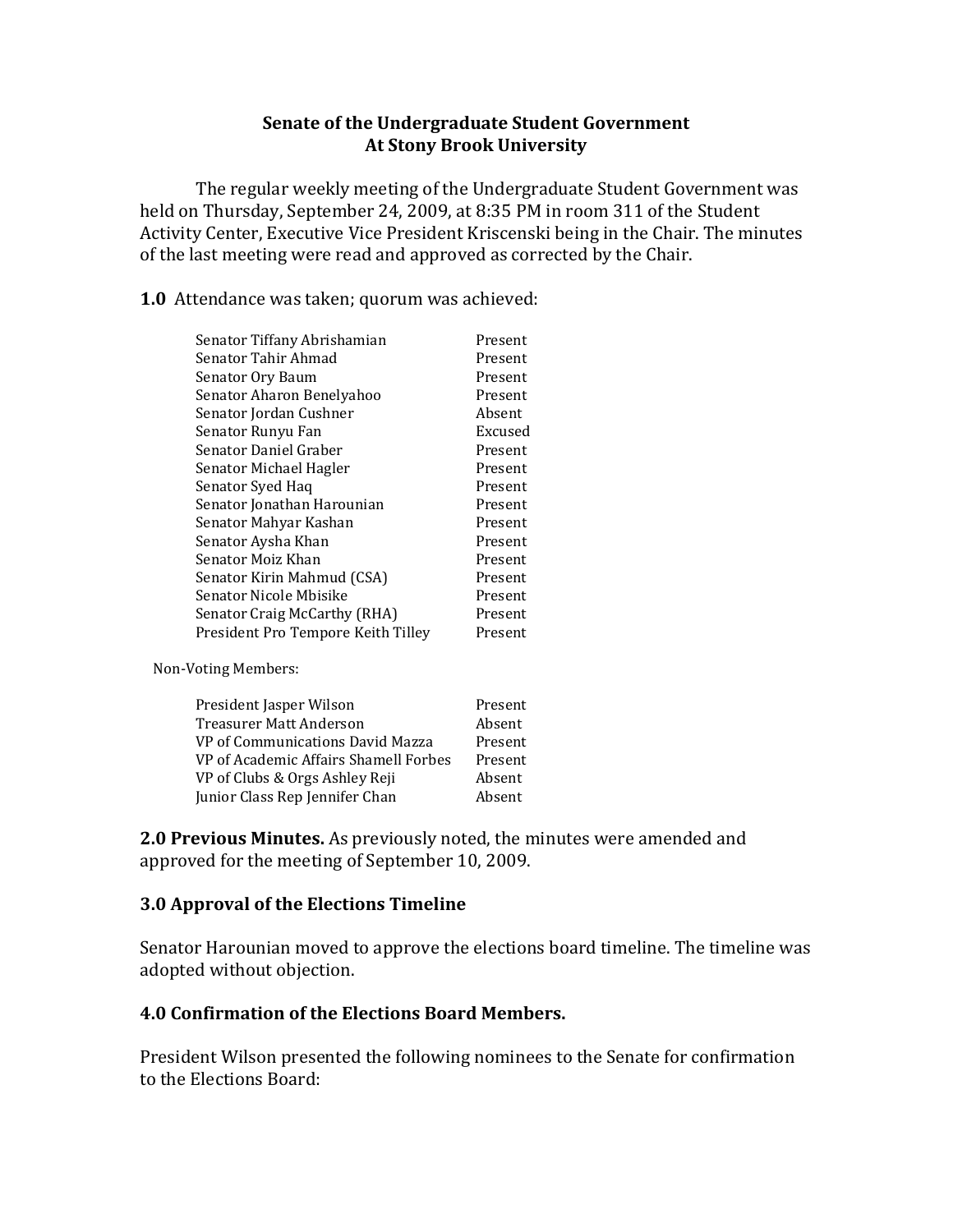**Senate of the Undergraduate Student Government**
**At Stony Brook University**

The regular weekly meeting of the Undergraduate Student Government was held on Thursday, September 24, 2009, at 8:35 PM in room 311 of the Student Activity Center, Executive Vice President Kriscenski being in the Chair. The minutes of the last meeting were read and approved as corrected by the Chair.

**1.0** Attendance was taken; quorum was achieved:

| | |
|---|---|
| Senator Tiffany Abrishamian | Present |
| Senator Tahir Ahmad | Present |
| Senator Ory Baum | Present |
| Senator Aharon Benelyahoo | Present |
| Senator Jordan Cushner | Absent |
| Senator Runyu Fan | Excused |
| Senator Daniel Graber | Present |
| Senator Michael Hagler | Present |
| Senator Syed Haq | Present |
| Senator Jonathan Harounian | Present |
| Senator Mahyar Kashan | Present |
| Senator Aysha Khan | Present |
| Senator Moiz Khan | Present |
| Senator Kirin Mahmud (CSA) | Present |
| Senator Nicole Mbisike | Present |
| Senator Craig McCarthy (RHA) | Present |
| President Pro Tempore Keith Tilley | Present |

Non-Voting Members:

| | |
|---|---|
| President Jasper Wilson | Present |
| Treasurer Matt Anderson | Absent |
| VP of Communications David Mazza | Present |
| VP of Academic Affairs Shamell Forbes | Present |
| VP of Clubs & Orgs Ashley Reji | Absent |
| Junior Class Rep Jennifer Chan | Absent |

**2.0 Previous Minutes.** As previously noted, the minutes were amended and approved for the meeting of September 10, 2009.

**3.0 Approval of the Elections Timeline**

Senator Harounian moved to approve the elections board timeline. The timeline was adopted without objection.

**4.0 Confirmation of the Elections Board Members.**

President Wilson presented the following nominees to the Senate for confirmation to the Elections Board: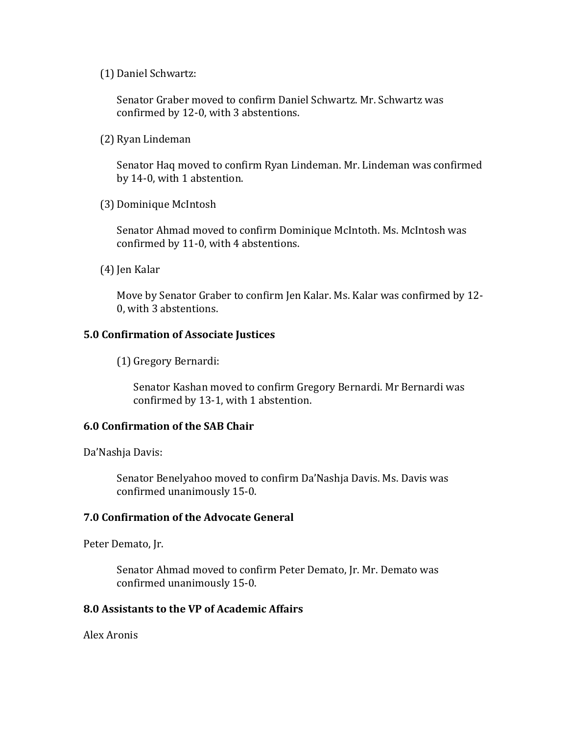(1) Daniel Schwartz:

Senator Graber moved to confirm Daniel Schwartz. Mr. Schwartz was confirmed by 12-0, with 3 abstentions.

(2) Ryan Lindeman

Senator Haq moved to confirm Ryan Lindeman. Mr. Lindeman was confirmed by 14-0, with 1 abstention.

(3) Dominique McIntosh

Senator Ahmad moved to confirm Dominique McIntoth. Ms. McIntosh was confirmed by 11-0, with 4 abstentions.

(4) Jen Kalar

Move by Senator Graber to confirm Jen Kalar. Ms. Kalar was confirmed by 12-0, with 3 abstentions.

**5.0 Confirmation of Associate Justices**

(1) Gregory Bernardi:

Senator Kashan moved to confirm Gregory Bernardi. Mr Bernardi was confirmed by 13-1, with 1 abstention.

**6.0 Confirmation of the SAB Chair**

Da'Nashja Davis:

Senator Benelyahoo moved to confirm Da'Nashja Davis. Ms. Davis was confirmed unanimously 15-0.

**7.0 Confirmation of the Advocate General**

Peter Demato, Jr.

Senator Ahmad moved to confirm Peter Demato, Jr. Mr. Demato was confirmed unanimously 15-0.

**8.0 Assistants to the VP of Academic Affairs**

Alex Aronis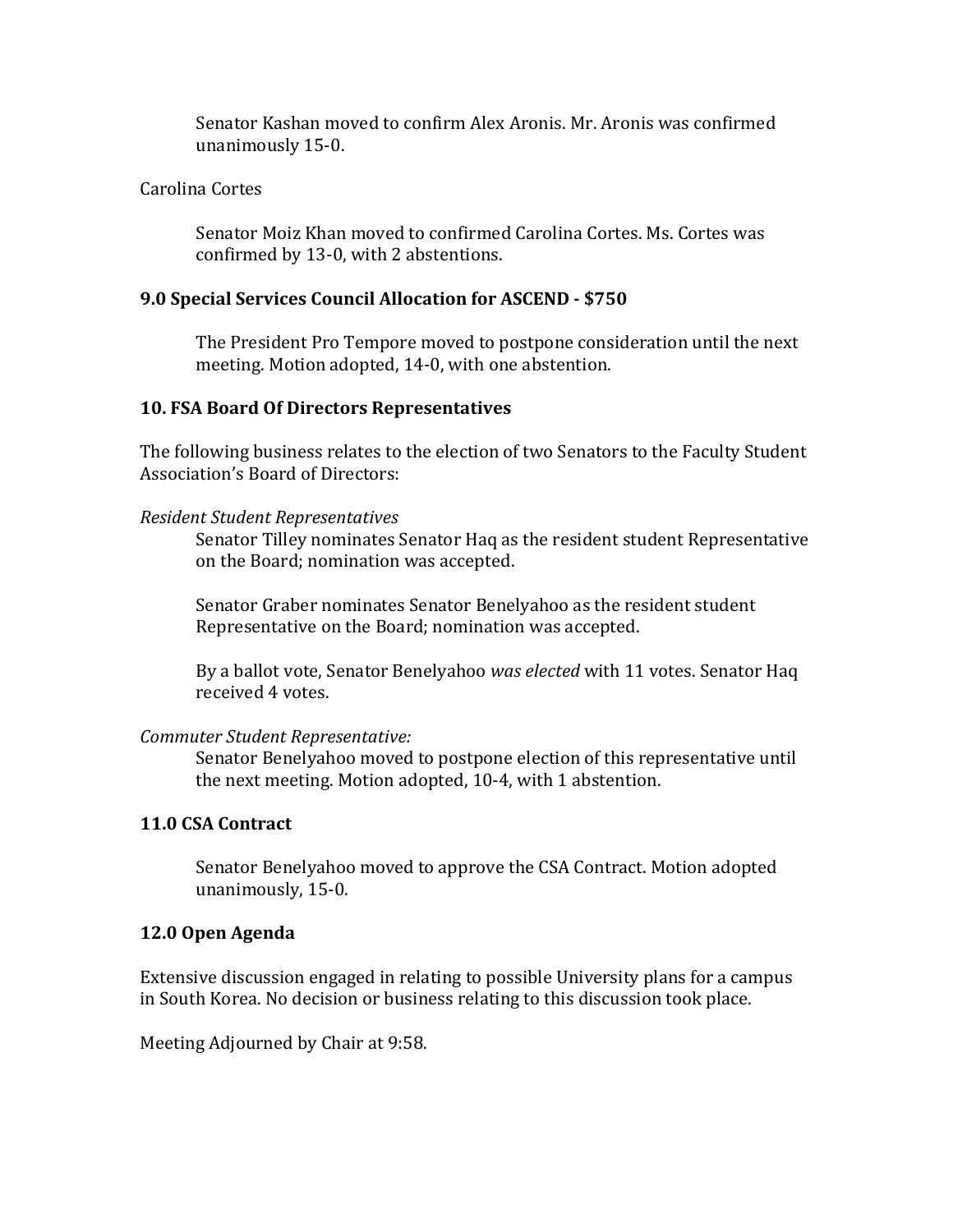Senator Kashan moved to confirm Alex Aronis. Mr. Aronis was confirmed unanimously 15-0.

Carolina Cortes

Senator Moiz Khan moved to confirmed Carolina Cortes. Ms. Cortes was confirmed by 13-0, with 2 abstentions.

**9.0 Special Services Council Allocation for ASCEND - $750**

The President Pro Tempore moved to postpone consideration until the next meeting. Motion adopted, 14-0, with one abstention.

**10. FSA Board Of Directors Representatives**

The following business relates to the election of two Senators to the Faculty Student Association's Board of Directors:

*Resident Student Representatives*

Senator Tilley nominates Senator Haq as the resident student Representative on the Board; nomination was accepted.

Senator Graber nominates Senator Benelyahoo as the resident student Representative on the Board; nomination was accepted.

By a ballot vote, Senator Benelyahoo *was elected* with 11 votes. Senator Haq received 4 votes.

*Commuter Student Representative:*

Senator Benelyahoo moved to postpone election of this representative until the next meeting. Motion adopted, 10-4, with 1 abstention.

**11.0 CSA Contract**

Senator Benelyahoo moved to approve the CSA Contract. Motion adopted unanimously, 15-0.

**12.0 Open Agenda**

Extensive discussion engaged in relating to possible University plans for a campus in South Korea. No decision or business relating to this discussion took place.

Meeting Adjourned by Chair at 9:58.